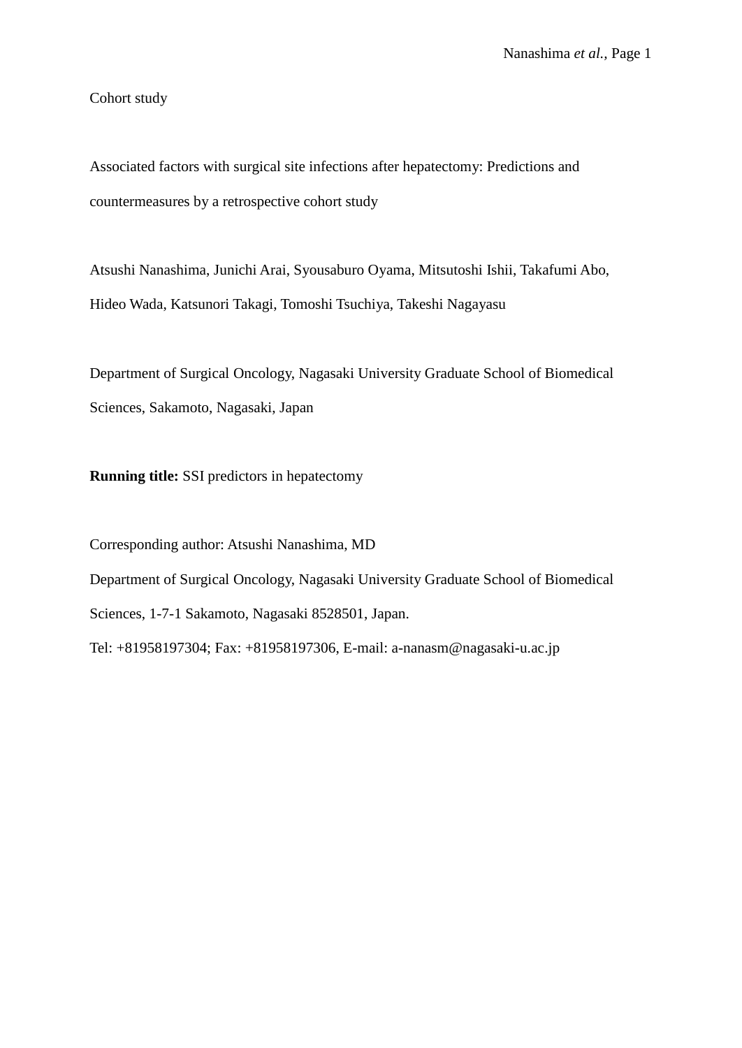Cohort study

# Associated factors with surgical site infections after hepatectomy: Predictions and countermeasures by a retrospective cohort study

Atsushi Nanashima, Junichi Arai, Syousaburo Oyama, Mitsutoshi Ishii, Takafumi Abo, Hideo Wada, Katsunori Takagi, Tomoshi Tsuchiya, Takeshi Nagayasu

Department of Surgical Oncology, Nagasaki University Graduate School of Biomedical Sciences, Sakamoto, Nagasaki, Japan

**Running title:** SSI predictors in hepatectomy

Corresponding author: Atsushi Nanashima, MD

Department of Surgical Oncology, Nagasaki University Graduate School of Biomedical Sciences, 1-7-1 Sakamoto, Nagasaki 8528501, Japan.

Tel: +81958197304; Fax: +81958197306, E-mail: a-nanasm@nagasaki-u.ac.jp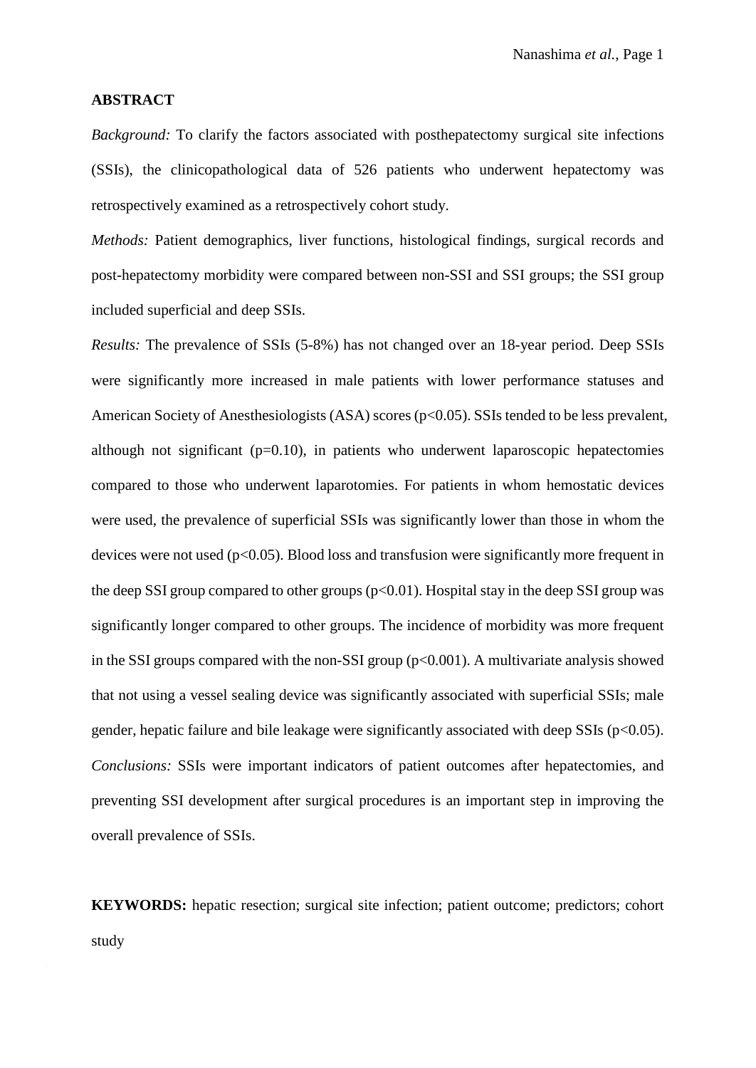**ABSTRACT**

*Background:* To clarify the factors associated with posthepatectomy surgical site infections (SSIs), the clinicopathological data of 526 patients who underwent hepatectomy was retrospectively examined as a retrospectively cohort study.

*Methods:* Patient demographics, liver functions, histological findings, surgical records and post-hepatectomy morbidity were compared between non-SSI and SSI groups; the SSI group included superficial and deep SSIs.

*Results:* The prevalence of SSIs (5-8%) has not changed over an 18-year period. Deep SSIs were significantly more increased in male patients with lower performance statuses and American Society of Anesthesiologists (ASA) scores ($p<0.05$). SSIs tended to be less prevalent, although not significant ($p=0.10$), in patients who underwent laparoscopic hepatectomies compared to those who underwent laparotomies. For patients in whom hemostatic devices were used, the prevalence of superficial SSIs was significantly lower than those in whom the devices were not used ($p<0.05$). Blood loss and transfusion were significantly more frequent in the deep SSI group compared to other groups ($p<0.01$). Hospital stay in the deep SSI group was significantly longer compared to other groups. The incidence of morbidity was more frequent in the SSI groups compared with the non-SSI group ($p<0.001$). A multivariate analysis showed that not using a vessel sealing device was significantly associated with superficial SSIs; male gender, hepatic failure and bile leakage were significantly associated with deep SSIs ($p<0.05$).

*Conclusions:* SSIs were important indicators of patient outcomes after hepatectomies, and preventing SSI development after surgical procedures is an important step in improving the overall prevalence of SSIs.

**KEYWORDS:** hepatic resection; surgical site infection; patient outcome; predictors; cohort study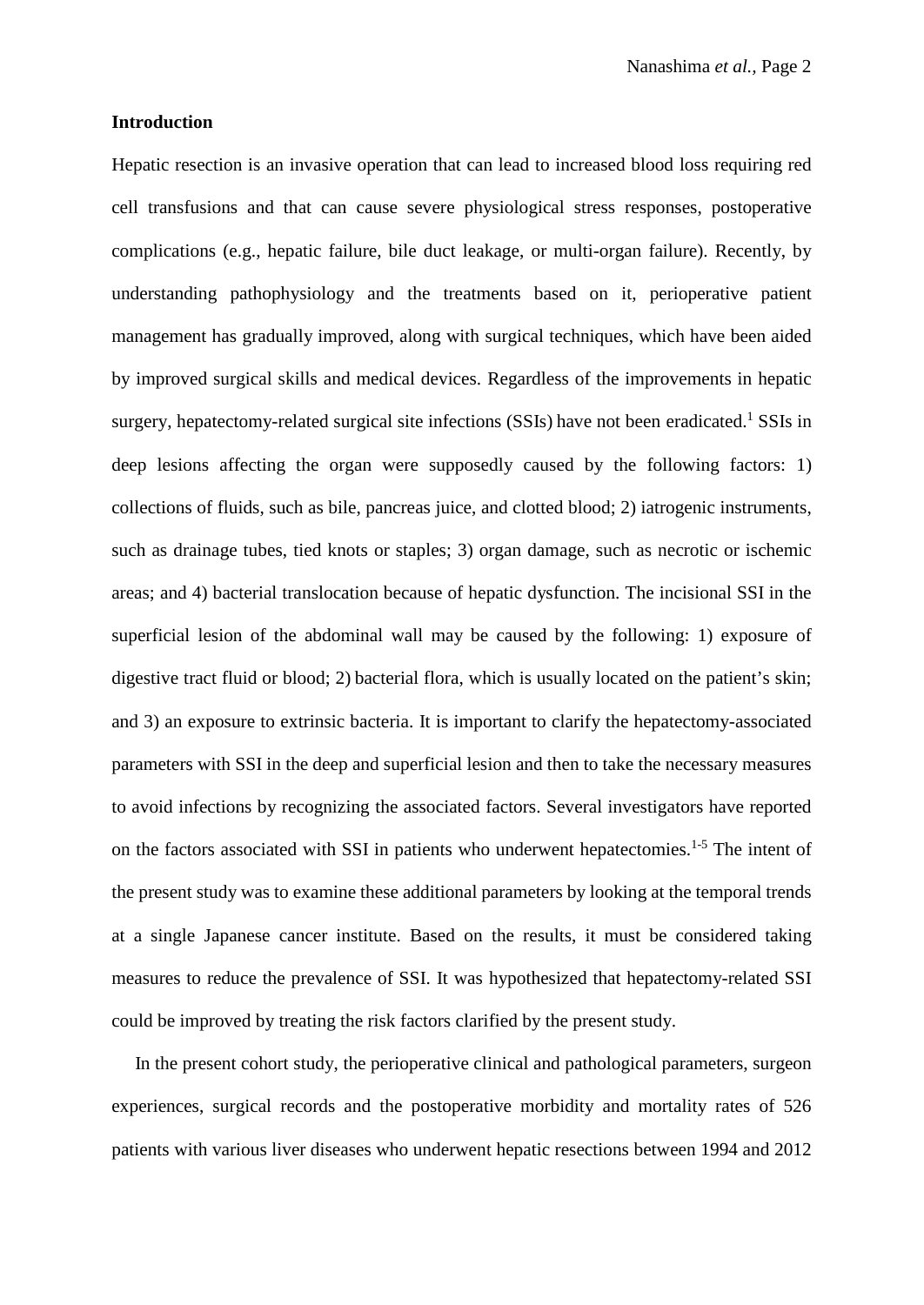**Introduction**

Hepatic resection is an invasive operation that can lead to increased blood loss requiring red cell transfusions and that can cause severe physiological stress responses, postoperative complications (e.g., hepatic failure, bile duct leakage, or multi-organ failure). Recently, by understanding pathophysiology and the treatments based on it, perioperative patient management has gradually improved, along with surgical techniques, which have been aided by improved surgical skills and medical devices. Regardless of the improvements in hepatic surgery, hepatectomy-related surgical site infections (SSIs) have not been eradicated.[1] SSIs in deep lesions affecting the organ were supposedly caused by the following factors: 1) collections of fluids, such as bile, pancreas juice, and clotted blood; 2) iatrogenic instruments, such as drainage tubes, tied knots or staples; 3) organ damage, such as necrotic or ischemic areas; and 4) bacterial translocation because of hepatic dysfunction. The incisional SSI in the superficial lesion of the abdominal wall may be caused by the following: 1) exposure of digestive tract fluid or blood; 2) bacterial flora, which is usually located on the patient's skin; and 3) an exposure to extrinsic bacteria. It is important to clarify the hepatectomy-associated parameters with SSI in the deep and superficial lesion and then to take the necessary measures to avoid infections by recognizing the associated factors. Several investigators have reported on the factors associated with SSI in patients who underwent hepatectomies.[1-5] The intent of the present study was to examine these additional parameters by looking at the temporal trends at a single Japanese cancer institute. Based on the results, it must be considered taking measures to reduce the prevalence of SSI. It was hypothesized that hepatectomy-related SSI could be improved by treating the risk factors clarified by the present study.

In the present cohort study, the perioperative clinical and pathological parameters, surgeon experiences, surgical records and the postoperative morbidity and mortality rates of 526 patients with various liver diseases who underwent hepatic resections between 1994 and 2012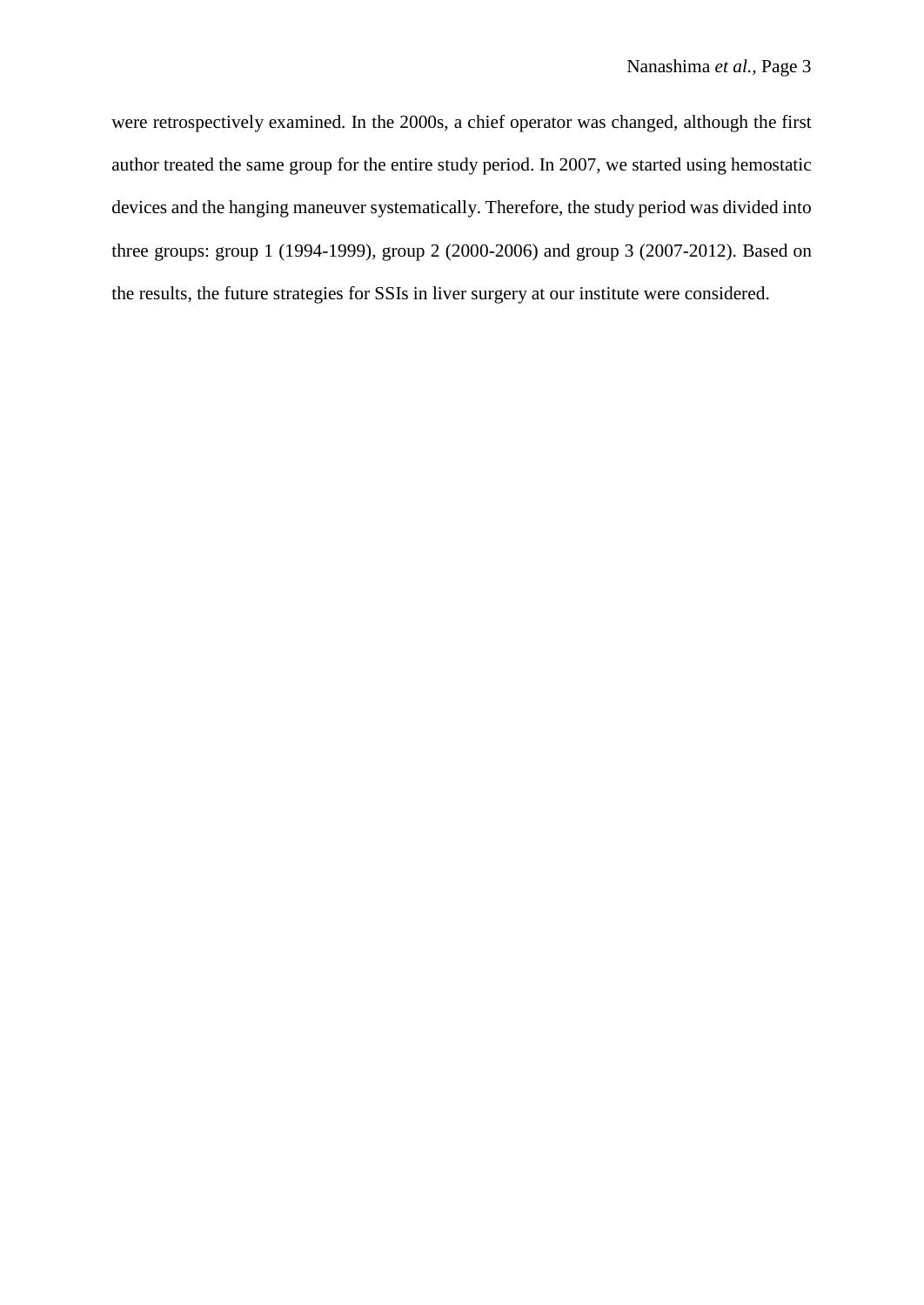were retrospectively examined. In the 2000s, a chief operator was changed, although the first author treated the same group for the entire study period. In 2007, we started using hemostatic devices and the hanging maneuver systematically. Therefore, the study period was divided into three groups: group 1 (1994-1999), group 2 (2000-2006) and group 3 (2007-2012). Based on the results, the future strategies for SSIs in liver surgery at our institute were considered.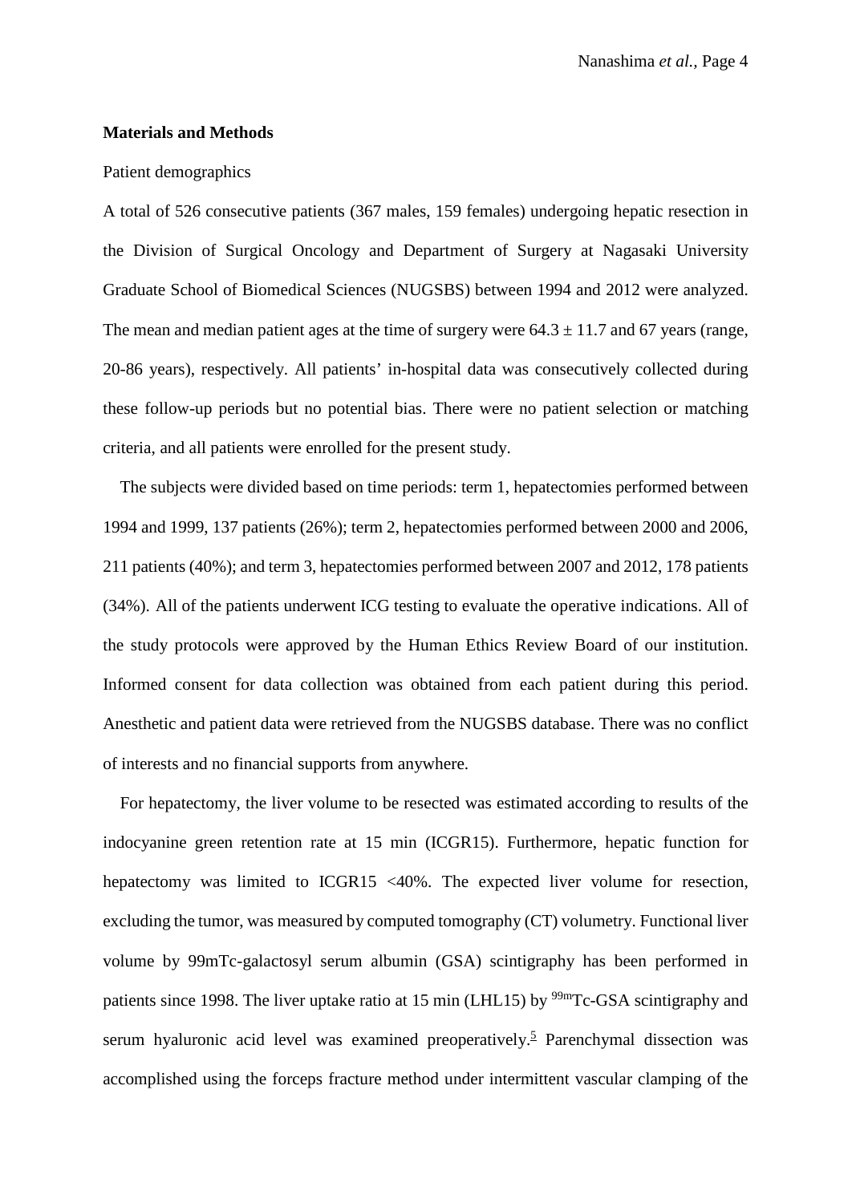**Materials and Methods**

Patient demographics

A total of 526 consecutive patients (367 males, 159 females) undergoing hepatic resection in the Division of Surgical Oncology and Department of Surgery at Nagasaki University Graduate School of Biomedical Sciences (NUGSBS) between 1994 and 2012 were analyzed. The mean and median patient ages at the time of surgery were $64.3 \pm 11.7$ and 67 years (range, 20-86 years), respectively. All patients' in-hospital data was consecutively collected during these follow-up periods but no potential bias. There were no patient selection or matching criteria, and all patients were enrolled for the present study.

The subjects were divided based on time periods: term 1, hepatectomies performed between 1994 and 1999, 137 patients (26%); term 2, hepatectomies performed between 2000 and 2006, 211 patients (40%); and term 3, hepatectomies performed between 2007 and 2012, 178 patients (34%). All of the patients underwent ICG testing to evaluate the operative indications. All of the study protocols were approved by the Human Ethics Review Board of our institution. Informed consent for data collection was obtained from each patient during this period. Anesthetic and patient data were retrieved from the NUGSBS database. There was no conflict of interests and no financial supports from anywhere.

For hepatectomy, the liver volume to be resected was estimated according to results of the indocyanine green retention rate at 15 min (ICGR15). Furthermore, hepatic function for hepatectomy was limited to ICGR15 <40%. The expected liver volume for resection, excluding the tumor, was measured by computed tomography (CT) volumetry. Functional liver volume by 99mTc-galactosyl serum albumin (GSA) scintigraphy has been performed in patients since 1998. The liver uptake ratio at 15 min (LHL15) by $^{99m}$Tc-GSA scintigraphy and serum hyaluronic acid level was examined preoperatively.[5] Parenchymal dissection was accomplished using the forceps fracture method under intermittent vascular clamping of the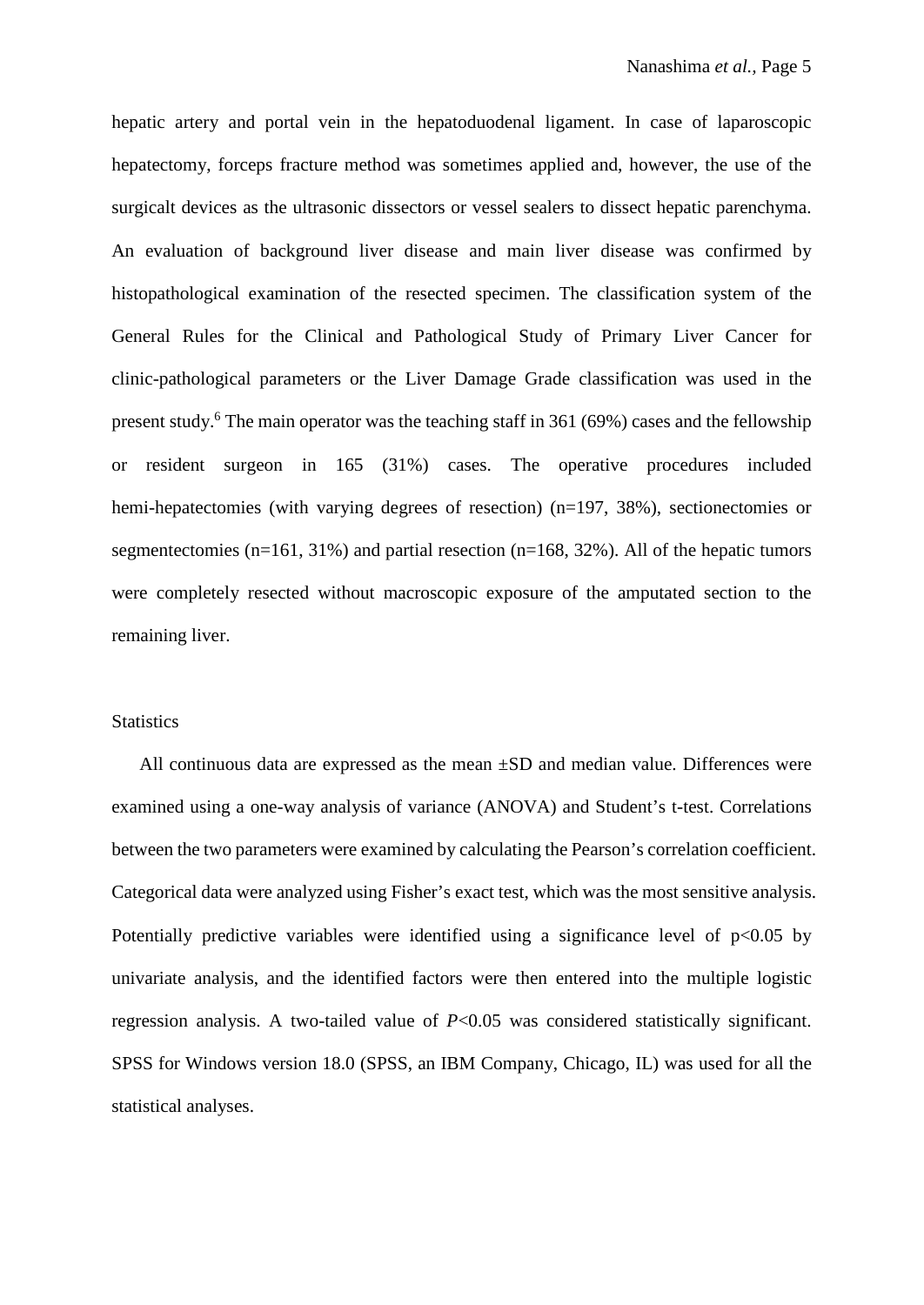hepatic artery and portal vein in the hepatoduodenal ligament. In case of laparoscopic hepatectomy, forceps fracture method was sometimes applied and, however, the use of the surgicalt devices as the ultrasonic dissectors or vessel sealers to dissect hepatic parenchyma. An evaluation of background liver disease and main liver disease was confirmed by histopathological examination of the resected specimen. The classification system of the General Rules for the Clinical and Pathological Study of Primary Liver Cancer for clinic-pathological parameters or the Liver Damage Grade classification was used in the present study.[6] The main operator was the teaching staff in 361 (69%) cases and the fellowship or resident surgeon in 165 (31%) cases. The operative procedures included hemi-hepatectomies (with varying degrees of resection) (n=197, 38%), sectionectomies or segmentectomies (n=161, 31%) and partial resection (n=168, 32%). All of the hepatic tumors were completely resected without macroscopic exposure of the amputated section to the remaining liver.

## Statistics

All continuous data are expressed as the mean ±SD and median value. Differences were examined using a one-way analysis of variance (ANOVA) and Student's t-test. Correlations between the two parameters were examined by calculating the Pearson's correlation coefficient. Categorical data were analyzed using Fisher's exact test, which was the most sensitive analysis. Potentially predictive variables were identified using a significance level of $p<0.05$ by univariate analysis, and the identified factors were then entered into the multiple logistic regression analysis. A two-tailed value of $P<0.05$ was considered statistically significant. SPSS for Windows version 18.0 (SPSS, an IBM Company, Chicago, IL) was used for all the statistical analyses.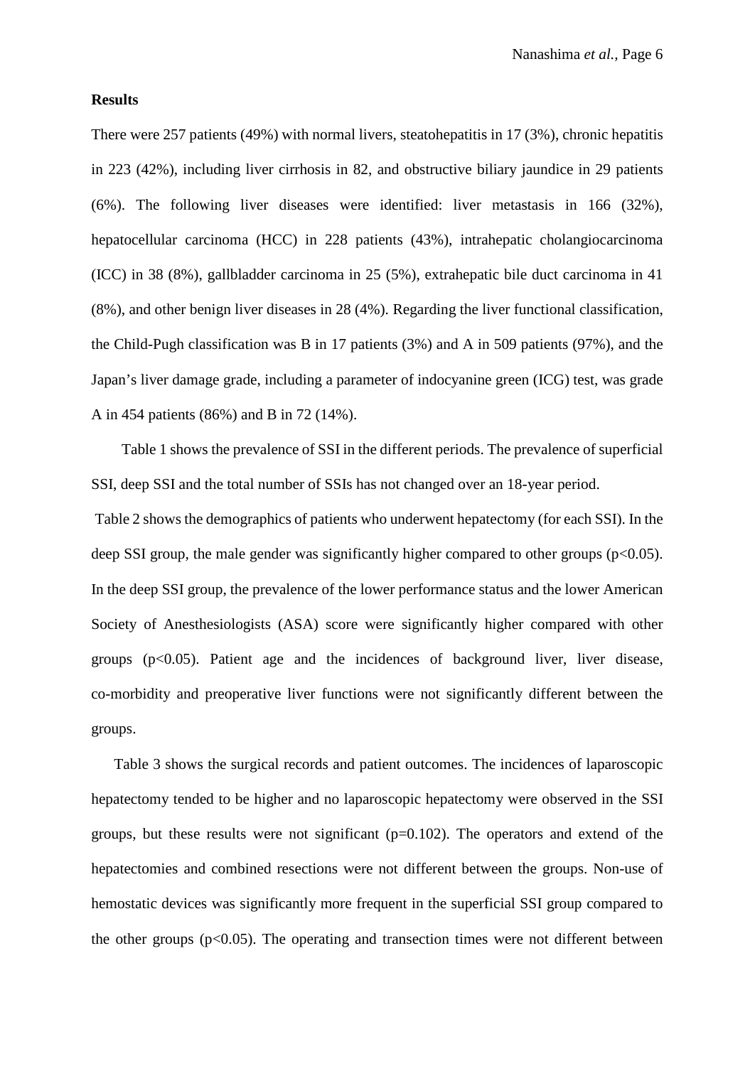**Results**

There were 257 patients (49%) with normal livers, steatohepatitis in 17 (3%), chronic hepatitis in 223 (42%), including liver cirrhosis in 82, and obstructive biliary jaundice in 29 patients (6%). The following liver diseases were identified: liver metastasis in 166 (32%), hepatocellular carcinoma (HCC) in 228 patients (43%), intrahepatic cholangiocarcinoma (ICC) in 38 (8%), gallbladder carcinoma in 25 (5%), extrahepatic bile duct carcinoma in 41 (8%), and other benign liver diseases in 28 (4%). Regarding the liver functional classification, the Child-Pugh classification was B in 17 patients (3%) and A in 509 patients (97%), and the Japan's liver damage grade, including a parameter of indocyanine green (ICG) test, was grade A in 454 patients (86%) and B in 72 (14%).

Table 1 shows the prevalence of SSI in the different periods. The prevalence of superficial SSI, deep SSI and the total number of SSIs has not changed over an 18-year period.

Table 2 shows the demographics of patients who underwent hepatectomy (for each SSI). In the deep SSI group, the male gender was significantly higher compared to other groups ($p<0.05$). In the deep SSI group, the prevalence of the lower performance status and the lower American Society of Anesthesiologists (ASA) score were significantly higher compared with other groups ($p<0.05$). Patient age and the incidences of background liver, liver disease, co-morbidity and preoperative liver functions were not significantly different between the groups.

Table 3 shows the surgical records and patient outcomes. The incidences of laparoscopic hepatectomy tended to be higher and no laparoscopic hepatectomy were observed in the SSI groups, but these results were not significant ($p=0.102$). The operators and extend of the hepatectomies and combined resections were not different between the groups. Non-use of hemostatic devices was significantly more frequent in the superficial SSI group compared to the other groups ($p<0.05$). The operating and transection times were not different between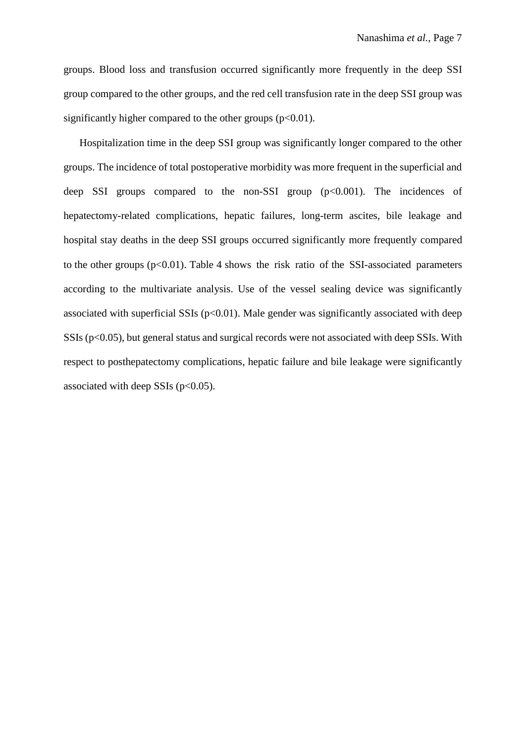groups. Blood loss and transfusion occurred significantly more frequently in the deep SSI group compared to the other groups, and the red cell transfusion rate in the deep SSI group was significantly higher compared to the other groups ($p<0.01$).

Hospitalization time in the deep SSI group was significantly longer compared to the other groups. The incidence of total postoperative morbidity was more frequent in the superficial and deep SSI groups compared to the non-SSI group ($p<0.001$). The incidences of hepatectomy-related complications, hepatic failures, long-term ascites, bile leakage and hospital stay deaths in the deep SSI groups occurred significantly more frequently compared to the other groups ($p<0.01$). Table 4 shows the risk ratio of the SSI-associated parameters according to the multivariate analysis. Use of the vessel sealing device was significantly associated with superficial SSIs ($p<0.01$). Male gender was significantly associated with deep SSIs ($p<0.05$), but general status and surgical records were not associated with deep SSIs. With respect to posthepatectomy complications, hepatic failure and bile leakage were significantly associated with deep SSIs ($p<0.05$).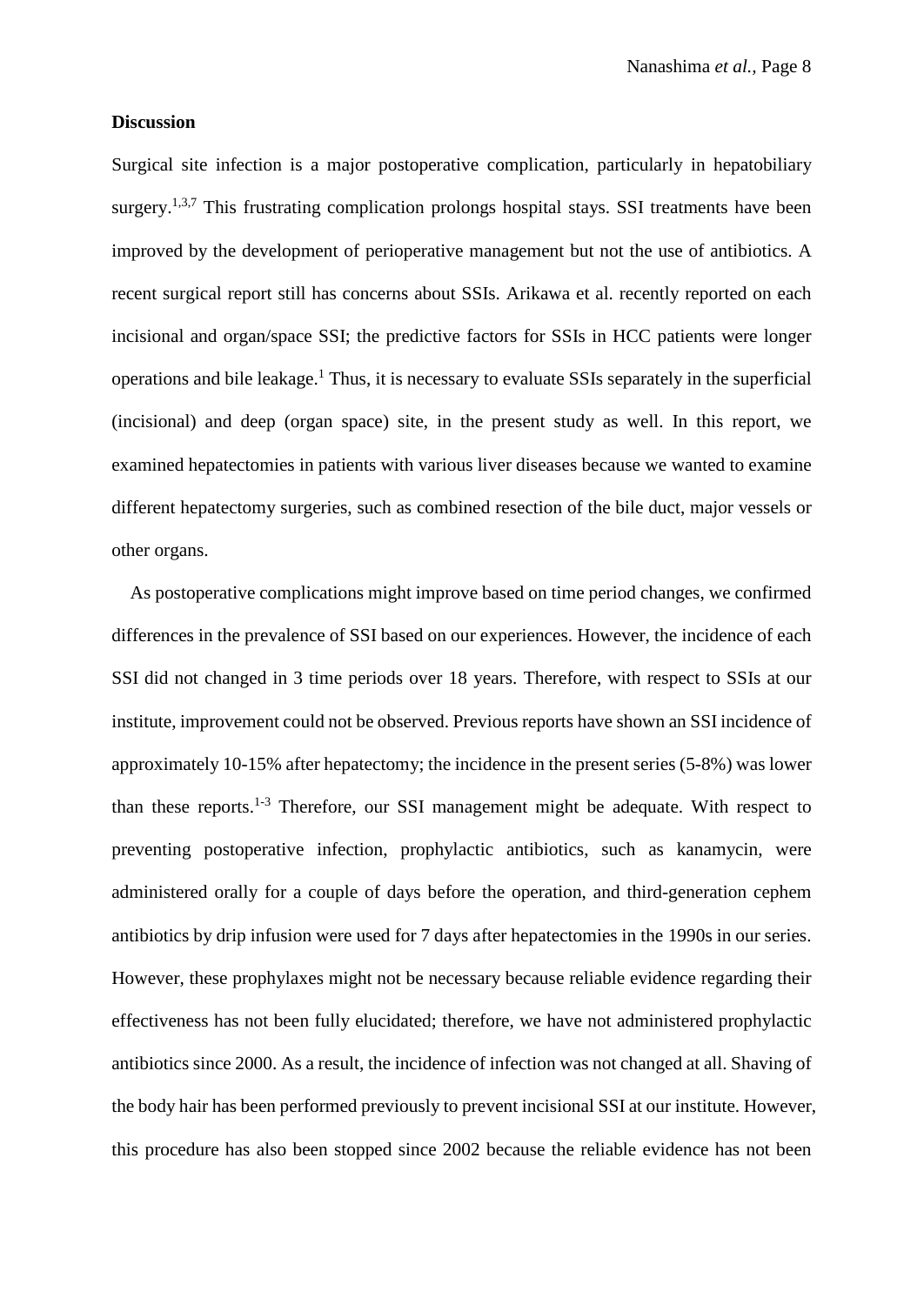## Discussion

Surgical site infection is a major postoperative complication, particularly in hepatobiliary surgery.[1,3,7] This frustrating complication prolongs hospital stays. SSI treatments have been improved by the development of perioperative management but not the use of antibiotics. A recent surgical report still has concerns about SSIs. Arikawa et al. recently reported on each incisional and organ/space SSI; the predictive factors for SSIs in HCC patients were longer operations and bile leakage.[1] Thus, it is necessary to evaluate SSIs separately in the superficial (incisional) and deep (organ space) site, in the present study as well. In this report, we examined hepatectomies in patients with various liver diseases because we wanted to examine different hepatectomy surgeries, such as combined resection of the bile duct, major vessels or other organs.

As postoperative complications might improve based on time period changes, we confirmed differences in the prevalence of SSI based on our experiences. However, the incidence of each SSI did not changed in 3 time periods over 18 years. Therefore, with respect to SSIs at our institute, improvement could not be observed. Previous reports have shown an SSI incidence of approximately 10-15% after hepatectomy; the incidence in the present series (5-8%) was lower than these reports.[1-3] Therefore, our SSI management might be adequate. With respect to preventing postoperative infection, prophylactic antibiotics, such as kanamycin, were administered orally for a couple of days before the operation, and third-generation cephem antibiotics by drip infusion were used for 7 days after hepatectomies in the 1990s in our series. However, these prophylaxes might not be necessary because reliable evidence regarding their effectiveness has not been fully elucidated; therefore, we have not administered prophylactic antibiotics since 2000. As a result, the incidence of infection was not changed at all. Shaving of the body hair has been performed previously to prevent incisional SSI at our institute. However, this procedure has also been stopped since 2002 because the reliable evidence has not been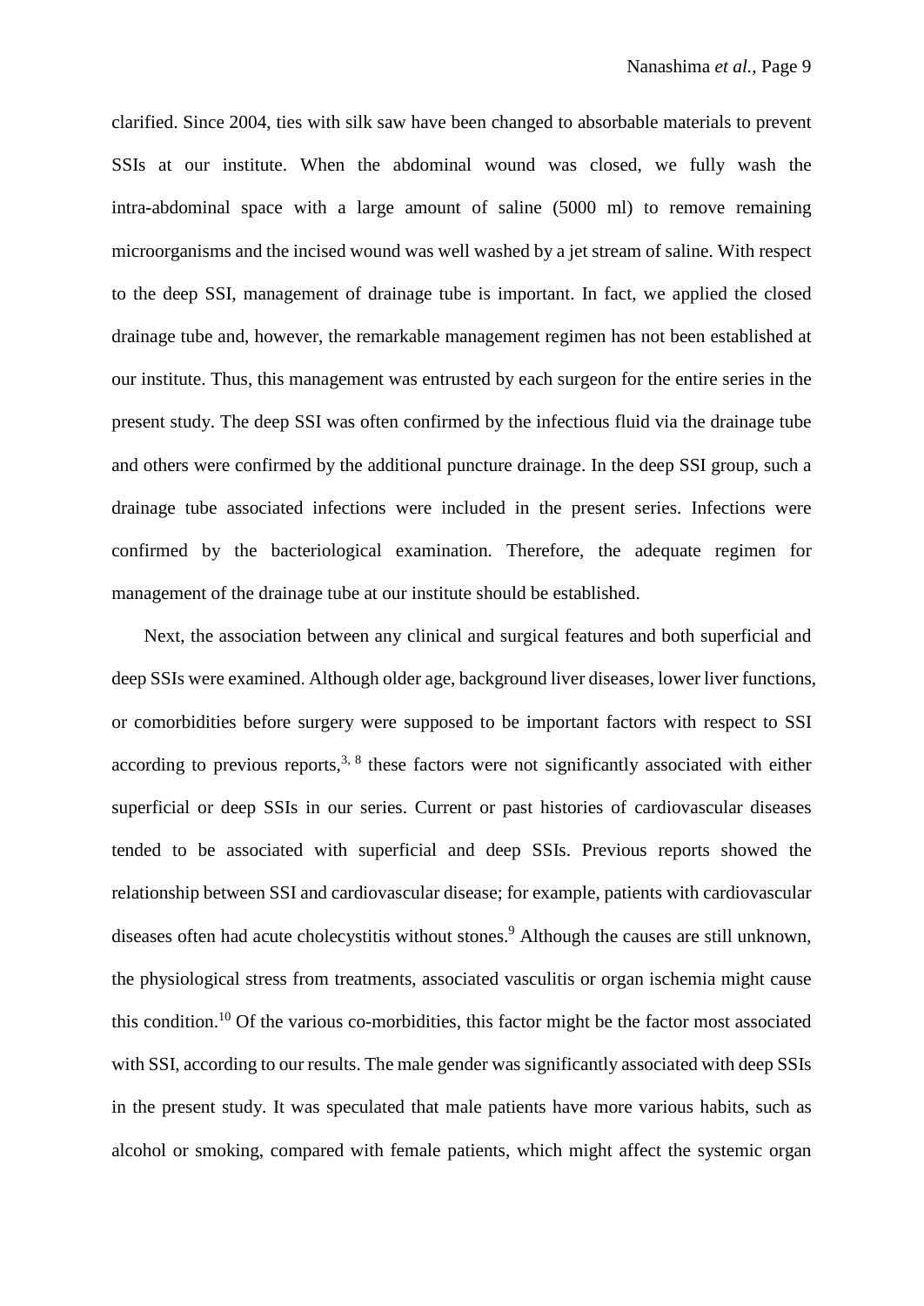clarified. Since 2004, ties with silk saw have been changed to absorbable materials to prevent SSIs at our institute. When the abdominal wound was closed, we fully wash the intra-abdominal space with a large amount of saline (5000 ml) to remove remaining microorganisms and the incised wound was well washed by a jet stream of saline. With respect to the deep SSI, management of drainage tube is important. In fact, we applied the closed drainage tube and, however, the remarkable management regimen has not been established at our institute. Thus, this management was entrusted by each surgeon for the entire series in the present study. The deep SSI was often confirmed by the infectious fluid via the drainage tube and others were confirmed by the additional puncture drainage. In the deep SSI group, such a drainage tube associated infections were included in the present series. Infections were confirmed by the bacteriological examination. Therefore, the adequate regimen for management of the drainage tube at our institute should be established.

Next, the association between any clinical and surgical features and both superficial and deep SSIs were examined. Although older age, background liver diseases, lower liver functions, or comorbidities before surgery were supposed to be important factors with respect to SSI according to previous reports,[3, 8] these factors were not significantly associated with either superficial or deep SSIs in our series. Current or past histories of cardiovascular diseases tended to be associated with superficial and deep SSIs. Previous reports showed the relationship between SSI and cardiovascular disease; for example, patients with cardiovascular diseases often had acute cholecystitis without stones.[9] Although the causes are still unknown, the physiological stress from treatments, associated vasculitis or organ ischemia might cause this condition.[10] Of the various co-morbidities, this factor might be the factor most associated with SSI, according to our results. The male gender was significantly associated with deep SSIs in the present study. It was speculated that male patients have more various habits, such as alcohol or smoking, compared with female patients, which might affect the systemic organ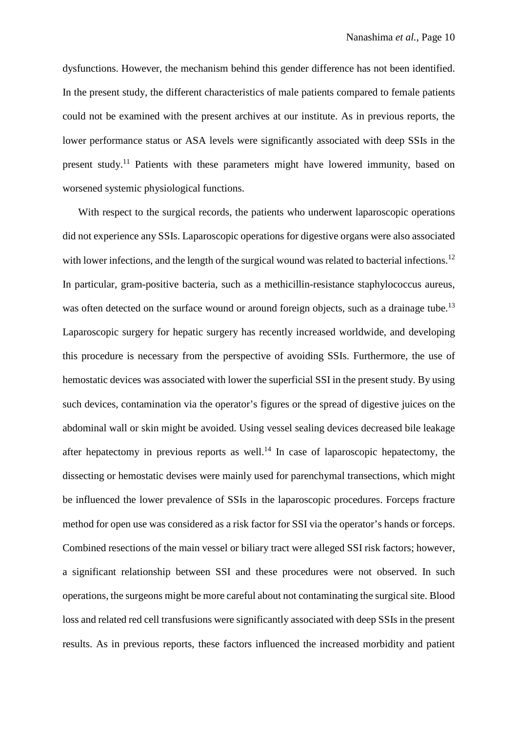dysfunctions. However, the mechanism behind this gender difference has not been identified. In the present study, the different characteristics of male patients compared to female patients could not be examined with the present archives at our institute. As in previous reports, the lower performance status or ASA levels were significantly associated with deep SSIs in the present study.[11] Patients with these parameters might have lowered immunity, based on worsened systemic physiological functions.

With respect to the surgical records, the patients who underwent laparoscopic operations did not experience any SSIs. Laparoscopic operations for digestive organs were also associated with lower infections, and the length of the surgical wound was related to bacterial infections.[12] In particular, gram-positive bacteria, such as a methicillin-resistance staphylococcus aureus, was often detected on the surface wound or around foreign objects, such as a drainage tube.[13] Laparoscopic surgery for hepatic surgery has recently increased worldwide, and developing this procedure is necessary from the perspective of avoiding SSIs. Furthermore, the use of hemostatic devices was associated with lower the superficial SSI in the present study. By using such devices, contamination via the operator's figures or the spread of digestive juices on the abdominal wall or skin might be avoided. Using vessel sealing devices decreased bile leakage after hepatectomy in previous reports as well.[14] In case of laparoscopic hepatectomy, the dissecting or hemostatic devises were mainly used for parenchymal transections, which might be influenced the lower prevalence of SSIs in the laparoscopic procedures. Forceps fracture method for open use was considered as a risk factor for SSI via the operator's hands or forceps. Combined resections of the main vessel or biliary tract were alleged SSI risk factors; however, a significant relationship between SSI and these procedures were not observed. In such operations, the surgeons might be more careful about not contaminating the surgical site. Blood loss and related red cell transfusions were significantly associated with deep SSIs in the present results. As in previous reports, these factors influenced the increased morbidity and patient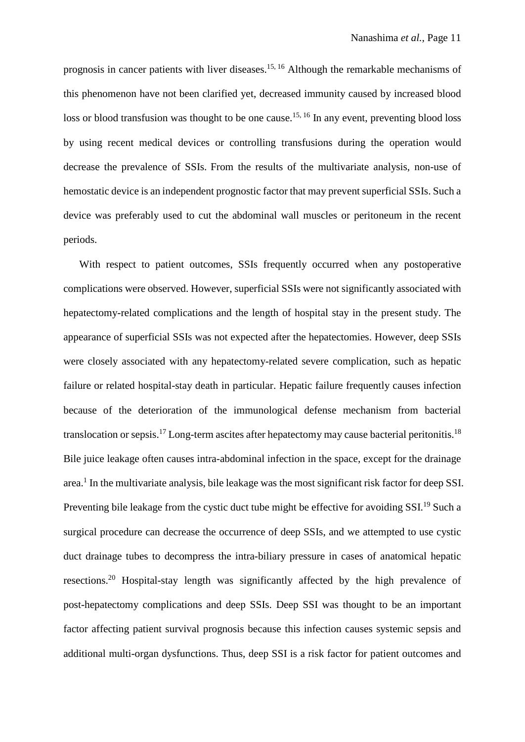prognosis in cancer patients with liver diseases.[15, 16] Although the remarkable mechanisms of this phenomenon have not been clarified yet, decreased immunity caused by increased blood loss or blood transfusion was thought to be one cause.[15, 16] In any event, preventing blood loss by using recent medical devices or controlling transfusions during the operation would decrease the prevalence of SSIs. From the results of the multivariate analysis, non-use of hemostatic device is an independent prognostic factor that may prevent superficial SSIs. Such a device was preferably used to cut the abdominal wall muscles or peritoneum in the recent periods.

With respect to patient outcomes, SSIs frequently occurred when any postoperative complications were observed. However, superficial SSIs were not significantly associated with hepatectomy-related complications and the length of hospital stay in the present study. The appearance of superficial SSIs was not expected after the hepatectomies. However, deep SSIs were closely associated with any hepatectomy-related severe complication, such as hepatic failure or related hospital-stay death in particular. Hepatic failure frequently causes infection because of the deterioration of the immunological defense mechanism from bacterial translocation or sepsis.[17] Long-term ascites after hepatectomy may cause bacterial peritonitis.[18] Bile juice leakage often causes intra-abdominal infection in the space, except for the drainage area.[1] In the multivariate analysis, bile leakage was the most significant risk factor for deep SSI. Preventing bile leakage from the cystic duct tube might be effective for avoiding SSI.[19] Such a surgical procedure can decrease the occurrence of deep SSIs, and we attempted to use cystic duct drainage tubes to decompress the intra-biliary pressure in cases of anatomical hepatic resections.[20] Hospital-stay length was significantly affected by the high prevalence of post-hepatectomy complications and deep SSIs. Deep SSI was thought to be an important factor affecting patient survival prognosis because this infection causes systemic sepsis and additional multi-organ dysfunctions. Thus, deep SSI is a risk factor for patient outcomes and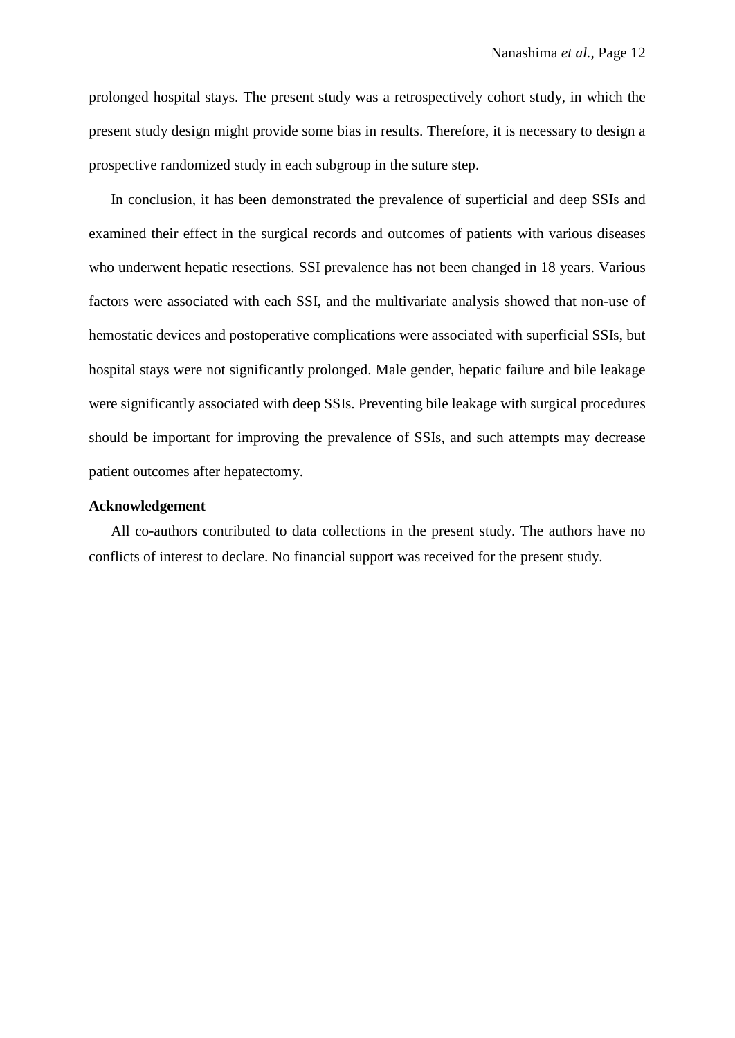prolonged hospital stays. The present study was a retrospectively cohort study, in which the present study design might provide some bias in results. Therefore, it is necessary to design a prospective randomized study in each subgroup in the suture step.

In conclusion, it has been demonstrated the prevalence of superficial and deep SSIs and examined their effect in the surgical records and outcomes of patients with various diseases who underwent hepatic resections. SSI prevalence has not been changed in 18 years. Various factors were associated with each SSI, and the multivariate analysis showed that non-use of hemostatic devices and postoperative complications were associated with superficial SSIs, but hospital stays were not significantly prolonged. Male gender, hepatic failure and bile leakage were significantly associated with deep SSIs. Preventing bile leakage with surgical procedures should be important for improving the prevalence of SSIs, and such attempts may decrease patient outcomes after hepatectomy.

**Acknowledgement**

All co-authors contributed to data collections in the present study. The authors have no conflicts of interest to declare. No financial support was received for the present study.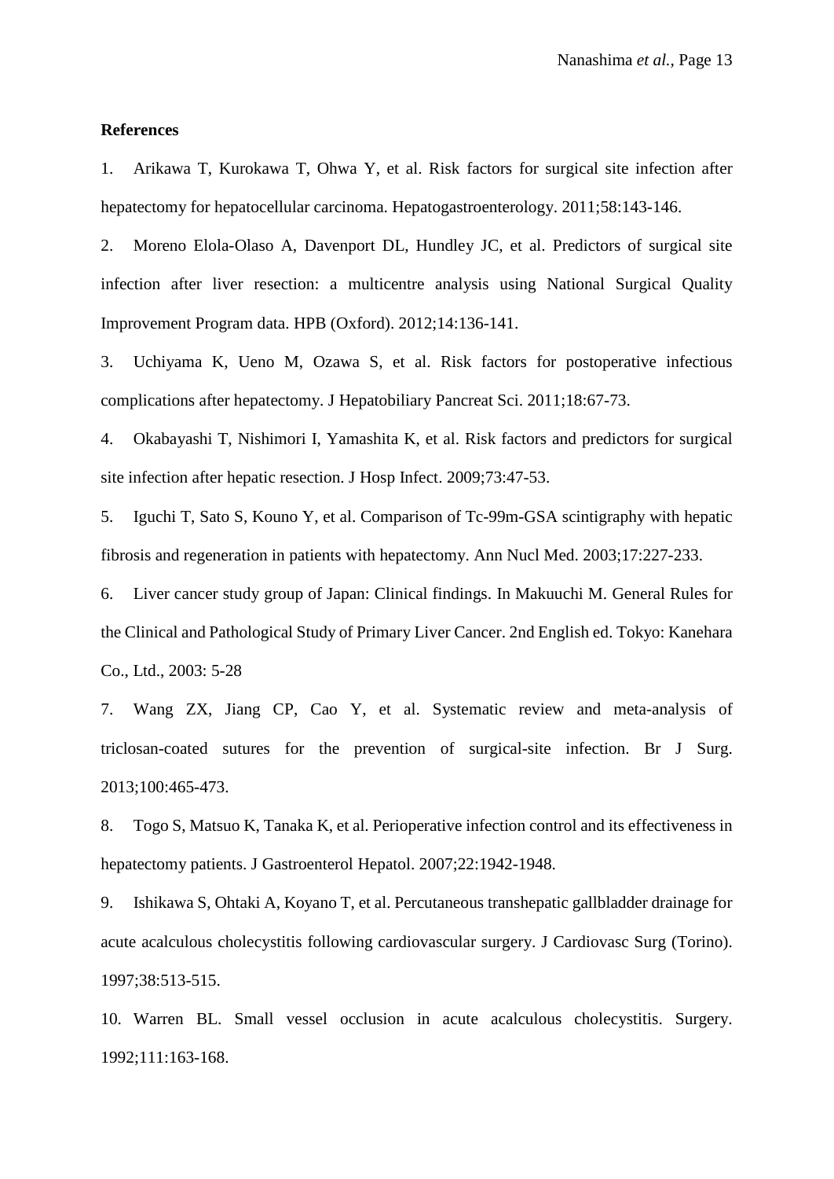**References**

1. Arikawa T, Kurokawa T, Ohwa Y, et al. Risk factors for surgical site infection after hepatectomy for hepatocellular carcinoma. Hepatogastroenterology. 2011;58:143-146.

2. Moreno Elola-Olaso A, Davenport DL, Hundley JC, et al. Predictors of surgical site infection after liver resection: a multicentre analysis using National Surgical Quality Improvement Program data. HPB (Oxford). 2012;14:136-141.

3. Uchiyama K, Ueno M, Ozawa S, et al. Risk factors for postoperative infectious complications after hepatectomy. J Hepatobiliary Pancreat Sci. 2011;18:67-73.

4. Okabayashi T, Nishimori I, Yamashita K, et al. Risk factors and predictors for surgical site infection after hepatic resection. J Hosp Infect. 2009;73:47-53.

5. Iguchi T, Sato S, Kouno Y, et al. Comparison of Tc-99m-GSA scintigraphy with hepatic fibrosis and regeneration in patients with hepatectomy. Ann Nucl Med. 2003;17:227-233.

6. Liver cancer study group of Japan: Clinical findings. In Makuuchi M. General Rules for the Clinical and Pathological Study of Primary Liver Cancer. 2nd English ed. Tokyo: Kanehara Co., Ltd., 2003: 5-28

7. Wang ZX, Jiang CP, Cao Y, et al. Systematic review and meta-analysis of triclosan-coated sutures for the prevention of surgical-site infection. Br J Surg. 2013;100:465-473.

8. Togo S, Matsuo K, Tanaka K, et al. Perioperative infection control and its effectiveness in hepatectomy patients. J Gastroenterol Hepatol. 2007;22:1942-1948.

9. Ishikawa S, Ohtaki A, Koyano T, et al. Percutaneous transhepatic gallbladder drainage for acute acalculous cholecystitis following cardiovascular surgery. J Cardiovasc Surg (Torino). 1997;38:513-515.

10. Warren BL. Small vessel occlusion in acute acalculous cholecystitis. Surgery. 1992;111:163-168.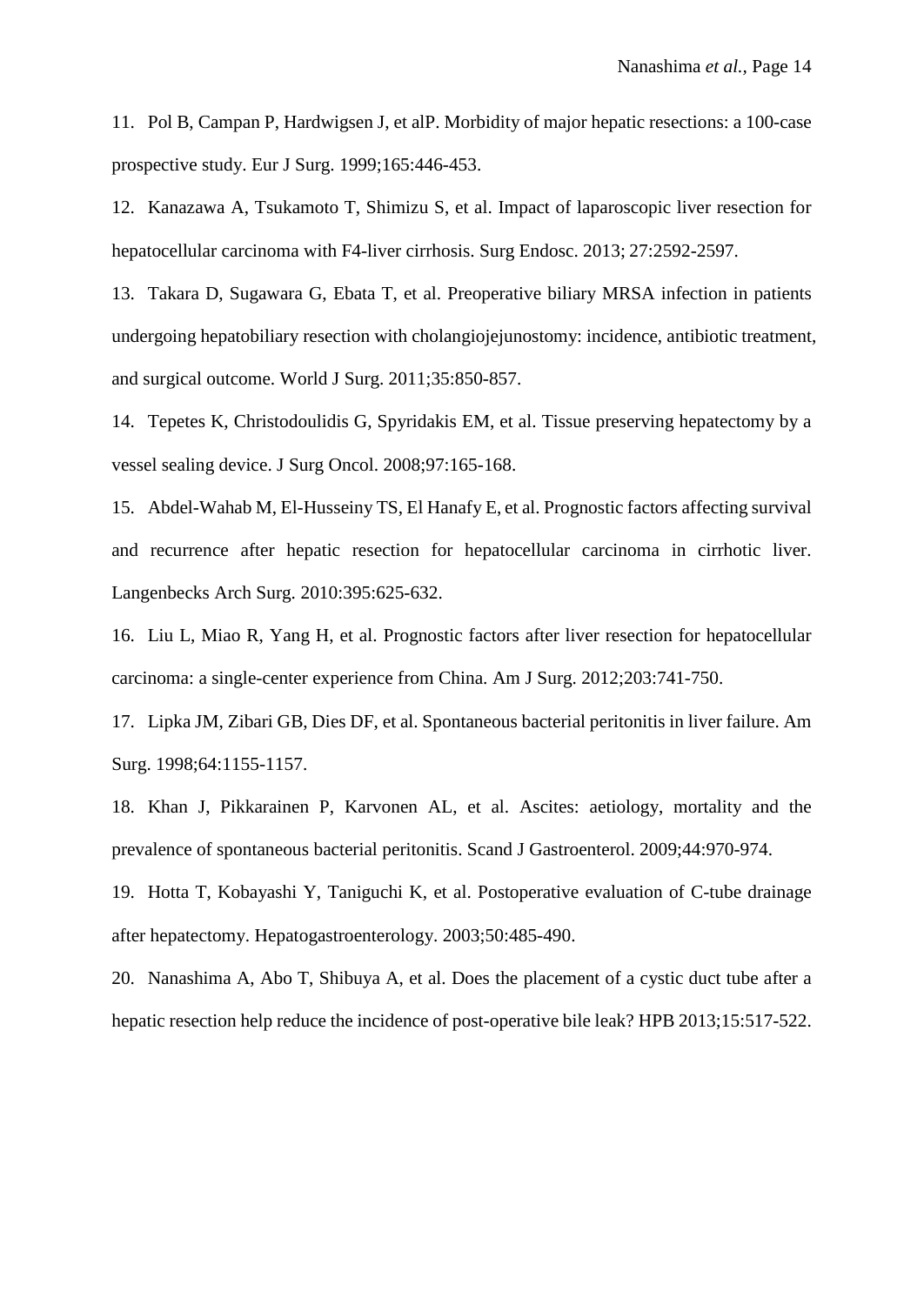11. Pol B, Campan P, Hardwigsen J, et alP. Morbidity of major hepatic resections: a 100-case prospective study. Eur J Surg. 1999;165:446-453.

12. Kanazawa A, Tsukamoto T, Shimizu S, et al. Impact of laparoscopic liver resection for hepatocellular carcinoma with F4-liver cirrhosis. Surg Endosc. 2013; 27:2592-2597.

13. Takara D, Sugawara G, Ebata T, et al. Preoperative biliary MRSA infection in patients undergoing hepatobiliary resection with cholangiojejunostomy: incidence, antibiotic treatment, and surgical outcome. World J Surg. 2011;35:850-857.

14. Tepetes K, Christodoulidis G, Spyridakis EM, et al. Tissue preserving hepatectomy by a vessel sealing device. J Surg Oncol. 2008;97:165-168.

15. Abdel-Wahab M, El-Husseiny TS, El Hanafy E, et al. Prognostic factors affecting survival and recurrence after hepatic resection for hepatocellular carcinoma in cirrhotic liver. Langenbecks Arch Surg. 2010:395:625-632.

16. Liu L, Miao R, Yang H, et al. Prognostic factors after liver resection for hepatocellular carcinoma: a single-center experience from China. Am J Surg. 2012;203:741-750.

17. Lipka JM, Zibari GB, Dies DF, et al. Spontaneous bacterial peritonitis in liver failure. Am Surg. 1998;64:1155-1157.

18. Khan J, Pikkarainen P, Karvonen AL, et al. Ascites: aetiology, mortality and the prevalence of spontaneous bacterial peritonitis. Scand J Gastroenterol. 2009;44:970-974.

19. Hotta T, Kobayashi Y, Taniguchi K, et al. Postoperative evaluation of C-tube drainage after hepatectomy. Hepatogastroenterology. 2003;50:485-490.

20. Nanashima A, Abo T, Shibuya A, et al. Does the placement of a cystic duct tube after a hepatic resection help reduce the incidence of post-operative bile leak? HPB 2013;15:517-522.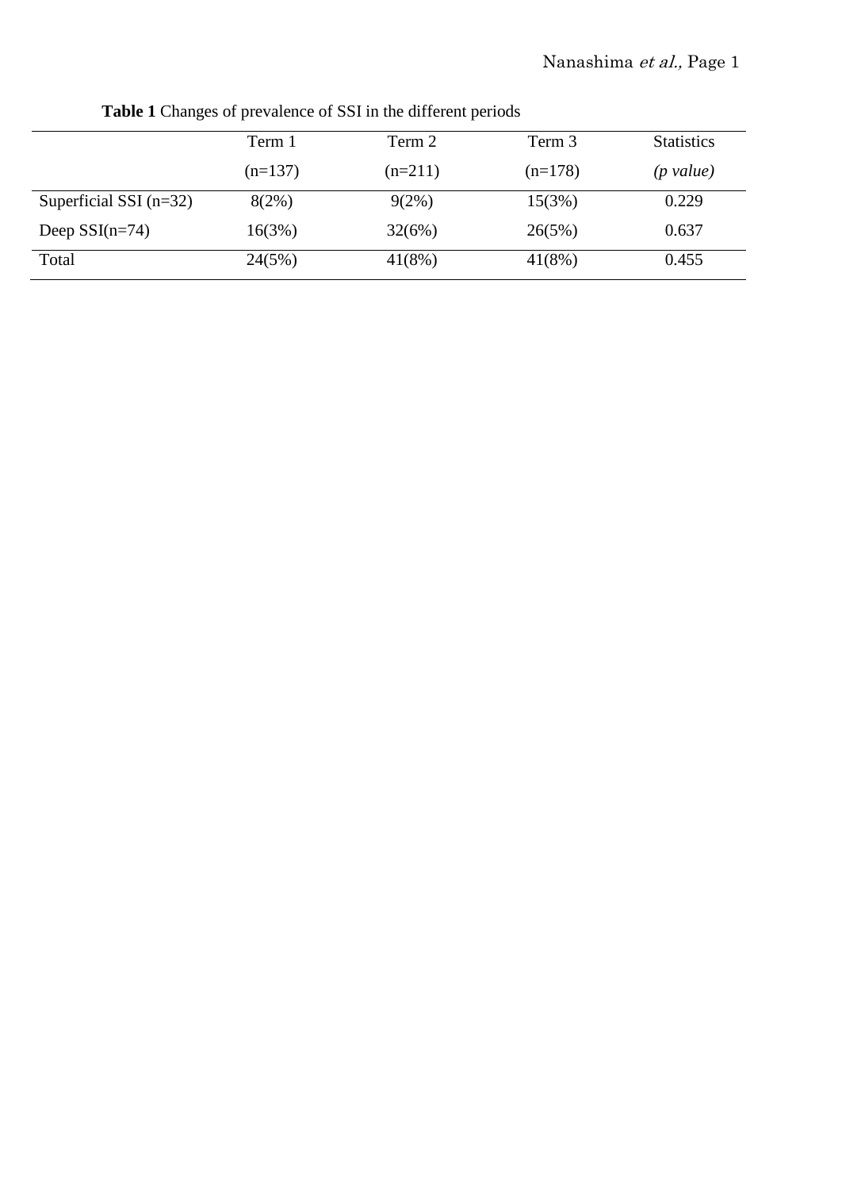**Table 1** Changes of prevalence of SSI in the different periods

| | Term 1 (n=137) | Term 2 (n=211) | Term 3 (n=178) | Statistics *(p value)* |
|---|---|---|---|---|
| Superficial SSI (n=32) | 8(2%) | 9(2%) | 15(3%) | 0.229 |
| Deep SSI(n=74) | 16(3%) | 32(6%) | 26(5%) | 0.637 |
| Total | 24(5%) | 41(8%) | 41(8%) | 0.455 |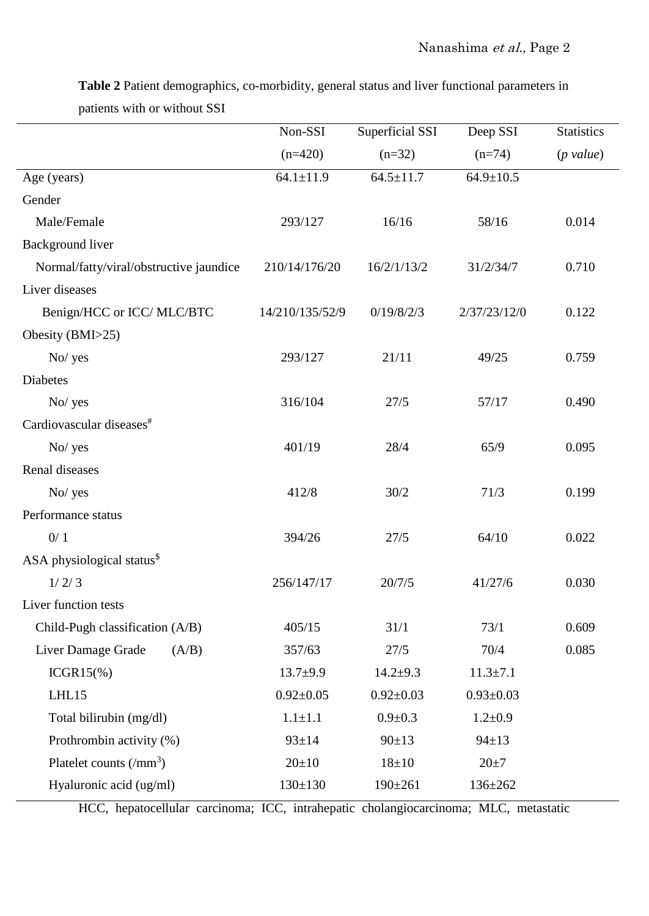**Table 2** Patient demographics, co-morbidity, general status and liver functional parameters in patients with or without SSI

| | Non-SSI (n=420) | Superficial SSI (n=32) | Deep SSI (n=74) | Statistics (*p value*) |
|---|---|---|---|---|
| Age (years) | 64.1±11.9 | 64.5±11.7 | 64.9±10.5 | |
| Gender | | | | |
| Male/Female | 293/127 | 16/16 | 58/16 | 0.014 |
| Background liver | | | | |
| Normal/fatty/viral/obstructive jaundice | 210/14/176/20 | 16/2/1/13/2 | 31/2/34/7 | 0.710 |
| Liver diseases | | | | |
| Benign/HCC or ICC/ MLC/BTC | 14/210/135/52/9 | 0/19/8/2/3 | 2/37/23/12/0 | 0.122 |
| Obesity (BMI>25) | | | | |
| No/ yes | 293/127 | 21/11 | 49/25 | 0.759 |
| Diabetes | | | | |
| No/ yes | 316/104 | 27/5 | 57/17 | 0.490 |
| Cardiovascular diseases[#] | | | | |
| No/ yes | 401/19 | 28/4 | 65/9 | 0.095 |
| Renal diseases | | | | |
| No/ yes | 412/8 | 30/2 | 71/3 | 0.199 |
| Performance status | | | | |
| 0/ 1 | 394/26 | 27/5 | 64/10 | 0.022 |
| ASA physiological status[$] | | | | |
| 1/ 2/ 3 | 256/147/17 | 20/7/5 | 41/27/6 | 0.030 |
| Liver function tests | | | | |
| Child-Pugh classification (A/B) | 405/15 | 31/1 | 73/1 | 0.609 |
| Liver Damage Grade (A/B) | 357/63 | 27/5 | 70/4 | 0.085 |
| ICGR15(%) | 13.7±9.9 | 14.2±9.3 | 11.3±7.1 | |
| LHL15 | 0.92±0.05 | 0.92±0.03 | 0.93±0.03 | |
| Total bilirubin (mg/dl) | 1.1±1.1 | 0.9±0.3 | 1.2±0.9 | |
| Prothrombin activity (%) | 93±14 | 90±13 | 94±13 | |
| Platelet counts (/mm$^3$) | 20±10 | 18±10 | 20±7 | |
| Hyaluronic acid (ug/ml) | 130±130 | 190±261 | 136±262 | |

HCC, hepatocellular carcinoma; ICC, intrahepatic cholangiocarcinoma; MLC, metastatic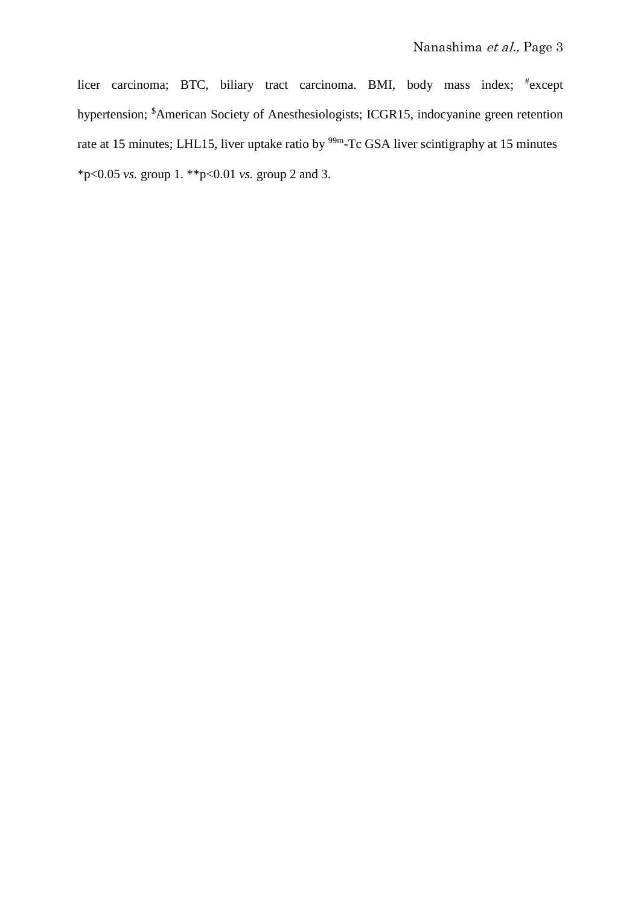licer carcinoma; BTC, biliary tract carcinoma. BMI, body mass index; [#]except hypertension; [$]American Society of Anesthesiologists; ICGR15, indocyanine green retention rate at 15 minutes; LHL15, liver uptake ratio by $^{99m}$-Tc GSA liver scintigraphy at 15 minutes

*p<0.05 *vs.* group 1. **p<0.01 *vs.* group 2 and 3.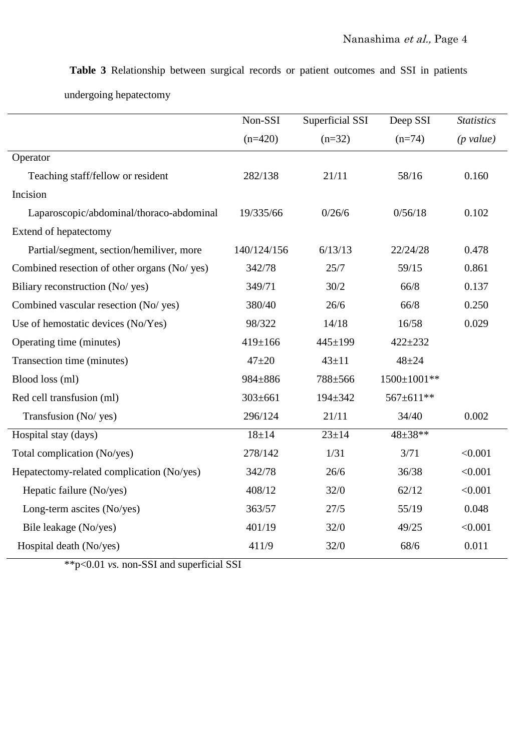**Table 3** Relationship between surgical records or patient outcomes and SSI in patients undergoing hepatectomy

| | Non-SSI (n=420) | Superficial SSI (n=32) | Deep SSI (n=74) | *Statistics* *(p value)* |
|---|---|---|---|---|
| Operator | | | | |
| Teaching staff/fellow or resident | 282/138 | 21/11 | 58/16 | 0.160 |
| Incision | | | | |
| Laparoscopic/abdominal/thoraco-abdominal | 19/335/66 | 0/26/6 | 0/56/18 | 0.102 |
| Extend of hepatectomy | | | | |
| Partial/segment, section/hemiliver, more | 140/124/156 | 6/13/13 | 22/24/28 | 0.478 |
| Combined resection of other organs (No/ yes) | 342/78 | 25/7 | 59/15 | 0.861 |
| Biliary reconstruction (No/ yes) | 349/71 | 30/2 | 66/8 | 0.137 |
| Combined vascular resection (No/ yes) | 380/40 | 26/6 | 66/8 | 0.250 |
| Use of hemostatic devices (No/Yes) | 98/322 | 14/18 | 16/58 | 0.029 |
| Operating time (minutes) | 419±166 | 445±199 | 422±232 | |
| Transection time (minutes) | 47±20 | 43±11 | 48±24 | |
| Blood loss (ml) | 984±886 | 788±566 | 1500±1001** | |
| Red cell transfusion (ml) | 303±661 | 194±342 | 567±611** | |
| Transfusion (No/ yes) | 296/124 | 21/11 | 34/40 | 0.002 |
| Hospital stay (days) | 18±14 | 23±14 | 48±38** | |
| Total complication (No/yes) | 278/142 | 1/31 | 3/71 | <0.001 |
| Hepatectomy-related complication (No/yes) | 342/78 | 26/6 | 36/38 | <0.001 |
| Hepatic failure (No/yes) | 408/12 | 32/0 | 62/12 | <0.001 |
| Long-term ascites (No/yes) | 363/57 | 27/5 | 55/19 | 0.048 |
| Bile leakage (No/yes) | 401/19 | 32/0 | 49/25 | <0.001 |
| Hospital death (No/yes) | 411/9 | 32/0 | 68/6 | 0.011 |

**p<0.01 *vs.* non-SSI and superficial SSI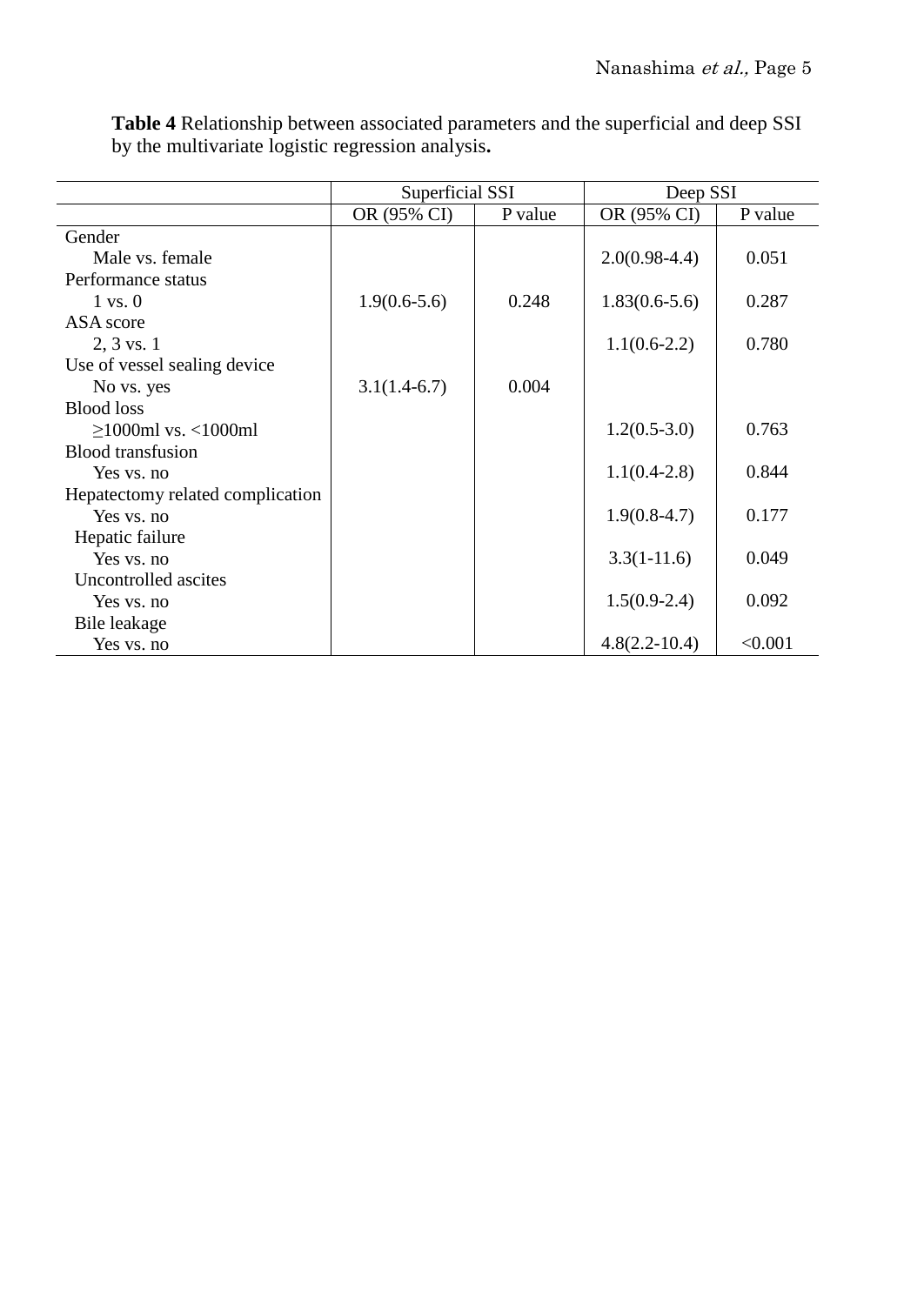**Table 4** Relationship between associated parameters and the superficial and deep SSI by the multivariate logistic regression analysis**.**

| | Superficial SSI | | Deep SSI | |
|---|---|---|---|---|
| | OR (95% CI) | P value | OR (95% CI) | P value |
| Gender | | | | |
| Male vs. female | | | 2.0(0.98-4.4) | 0.051 |
| Performance status | | | | |
| 1 vs. 0 | 1.9(0.6-5.6) | 0.248 | 1.83(0.6-5.6) | 0.287 |
| ASA score | | | | |
| 2, 3 vs. 1 | | | 1.1(0.6-2.2) | 0.780 |
| Use of vessel sealing device | | | | |
| No vs. yes | 3.1(1.4-6.7) | 0.004 | | |
| Blood loss | | | | |
| ≥1000ml vs. <1000ml | | | 1.2(0.5-3.0) | 0.763 |
| Blood transfusion | | | | |
| Yes vs. no | | | 1.1(0.4-2.8) | 0.844 |
| Hepatectomy related complication | | | | |
| Yes vs. no | | | 1.9(0.8-4.7) | 0.177 |
| Hepatic failure | | | | |
| Yes vs. no | | | 3.3(1-11.6) | 0.049 |
| Uncontrolled ascites | | | | |
| Yes vs. no | | | 1.5(0.9-2.4) | 0.092 |
| Bile leakage | | | | |
| Yes vs. no | | | 4.8(2.2-10.4) | <0.001 |